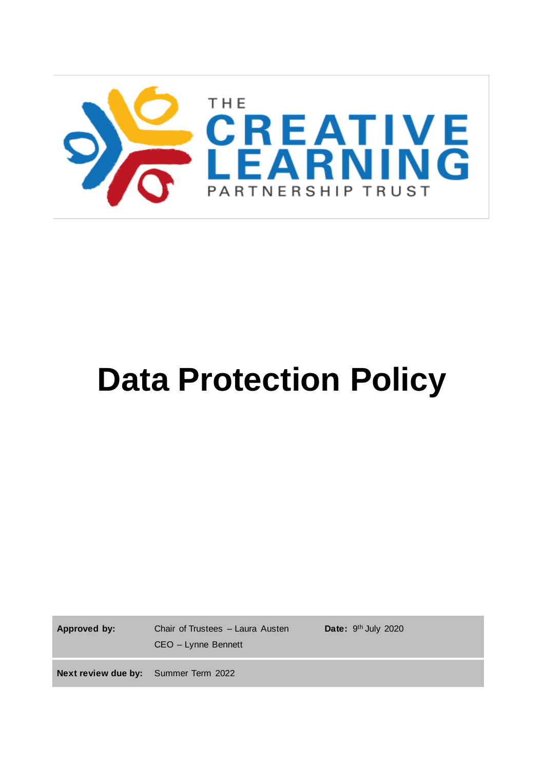THE CREATIVE LEARNING PARTNERSHIP TRUST

# Data Protection Policy

| **Approved by:** | Chair of Trustees – Laura Austen<br>CEO – Lynne Bennett | **Date:** 9th July 2020 |
| --- | --- | --- |
| **Next review due by:** | Summer Term 2022 | |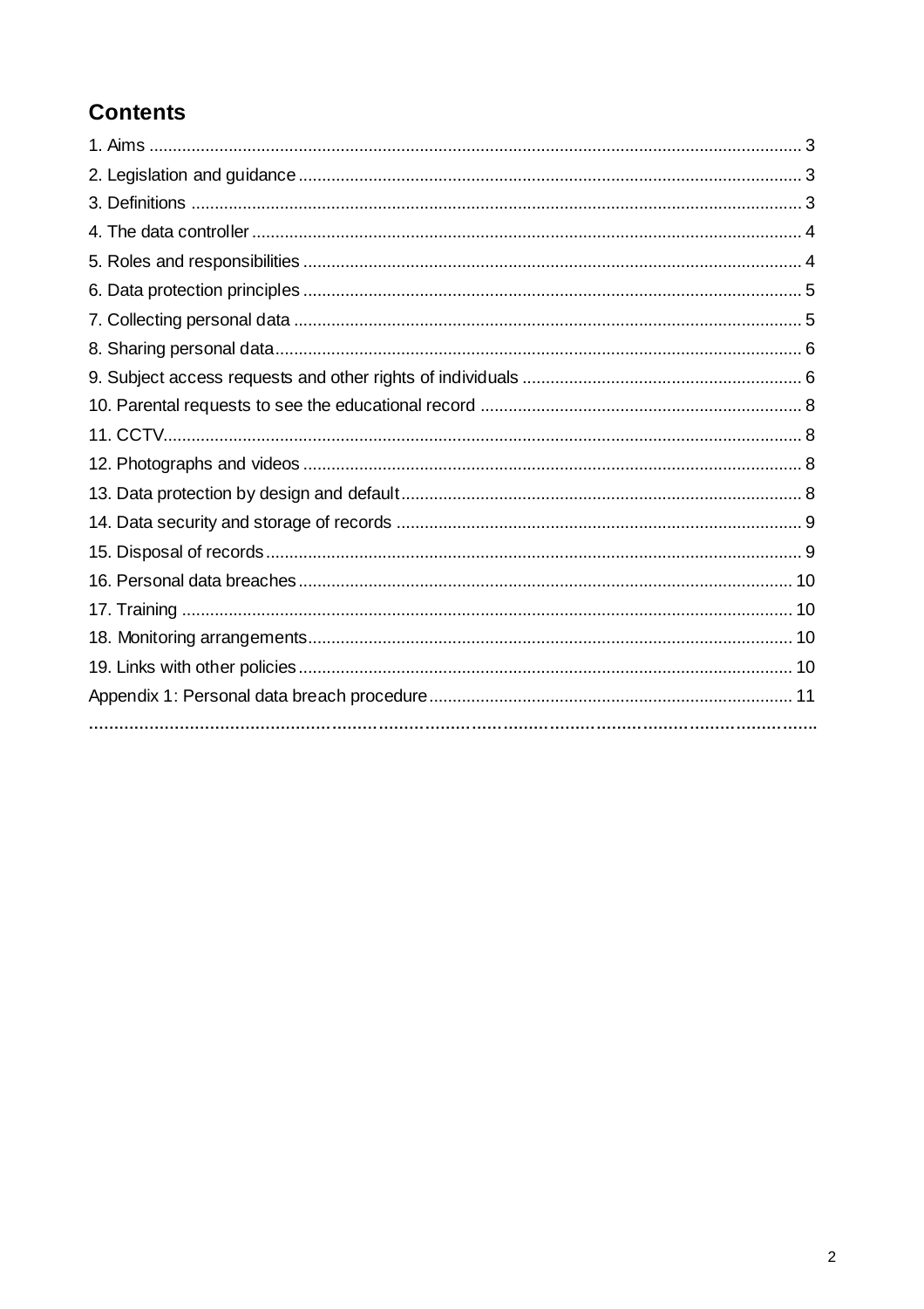## Contents

1. Aims ........................................................................................................................................ 3
2. Legislation and guidance ......................................................................................................... 3
3. Definitions ............................................................................................................................... 3
4. The data controller .................................................................................................................. 4
5. Roles and responsibilities ......................................................................................................... 4
6. Data protection principles ........................................................................................................ 5
7. Collecting personal data .......................................................................................................... 5
8. Sharing personal data .............................................................................................................. 6
9. Subject access requests and other rights of individuals .......................................................... 6
10. Parental requests to see the educational record ................................................................... 8
11. CCTV ..................................................................................................................................... 8
12. Photographs and videos ........................................................................................................ 8
13. Data protection by design and default ................................................................................... 8
14. Data security and storage of records ..................................................................................... 9
15. Disposal of records ................................................................................................................ 9
16. Personal data breaches ......................................................................................................... 10
17. Training ................................................................................................................................. 10
18. Monitoring arrangements ....................................................................................................... 10
19. Links with other policies ......................................................................................................... 10

Appendix 1: Personal data breach procedure .............................................................................. 11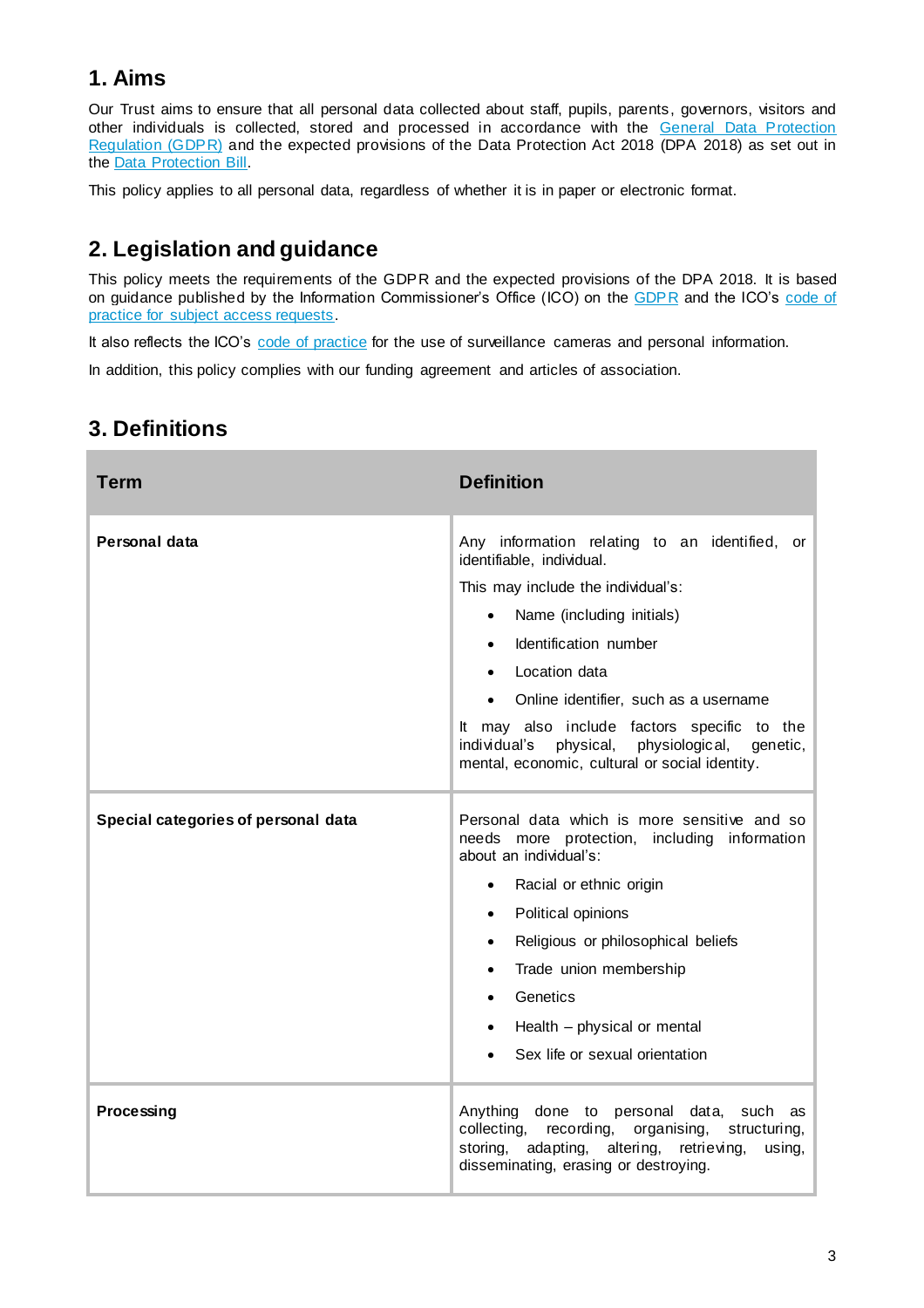## 1. Aims

Our Trust aims to ensure that all personal data collected about staff, pupils, parents, governors, visitors and other individuals is collected, stored and processed in accordance with the General Data Protection Regulation (GDPR) and the expected provisions of the Data Protection Act 2018 (DPA 2018) as set out in the Data Protection Bill.

This policy applies to all personal data, regardless of whether it is in paper or electronic format.

## 2. Legislation and guidance

This policy meets the requirements of the GDPR and the expected provisions of the DPA 2018. It is based on guidance published by the Information Commissioner's Office (ICO) on the GDPR and the ICO's code of practice for subject access requests.

It also reflects the ICO's code of practice for the use of surveillance cameras and personal information.

In addition, this policy complies with our funding agreement and articles of association.

## 3. Definitions

| Term | Definition |
|---|---|
| **Personal data** | Any information relating to an identified, or identifiable, individual.<br><br>This may include the individual's:<br>• Name (including initials)<br>• Identification number<br>• Location data<br>• Online identifier, such as a username<br><br>It may also include factors specific to the individual's physical, physiological, genetic, mental, economic, cultural or social identity. |
| **Special categories of personal data** | Personal data which is more sensitive and so needs more protection, including information about an individual's:<br>• Racial or ethnic origin<br>• Political opinions<br>• Religious or philosophical beliefs<br>• Trade union membership<br>• Genetics<br>• Health – physical or mental<br>• Sex life or sexual orientation |
| **Processing** | Anything done to personal data, such as collecting, recording, organising, structuring, storing, adapting, altering, retrieving, using, disseminating, erasing or destroying. |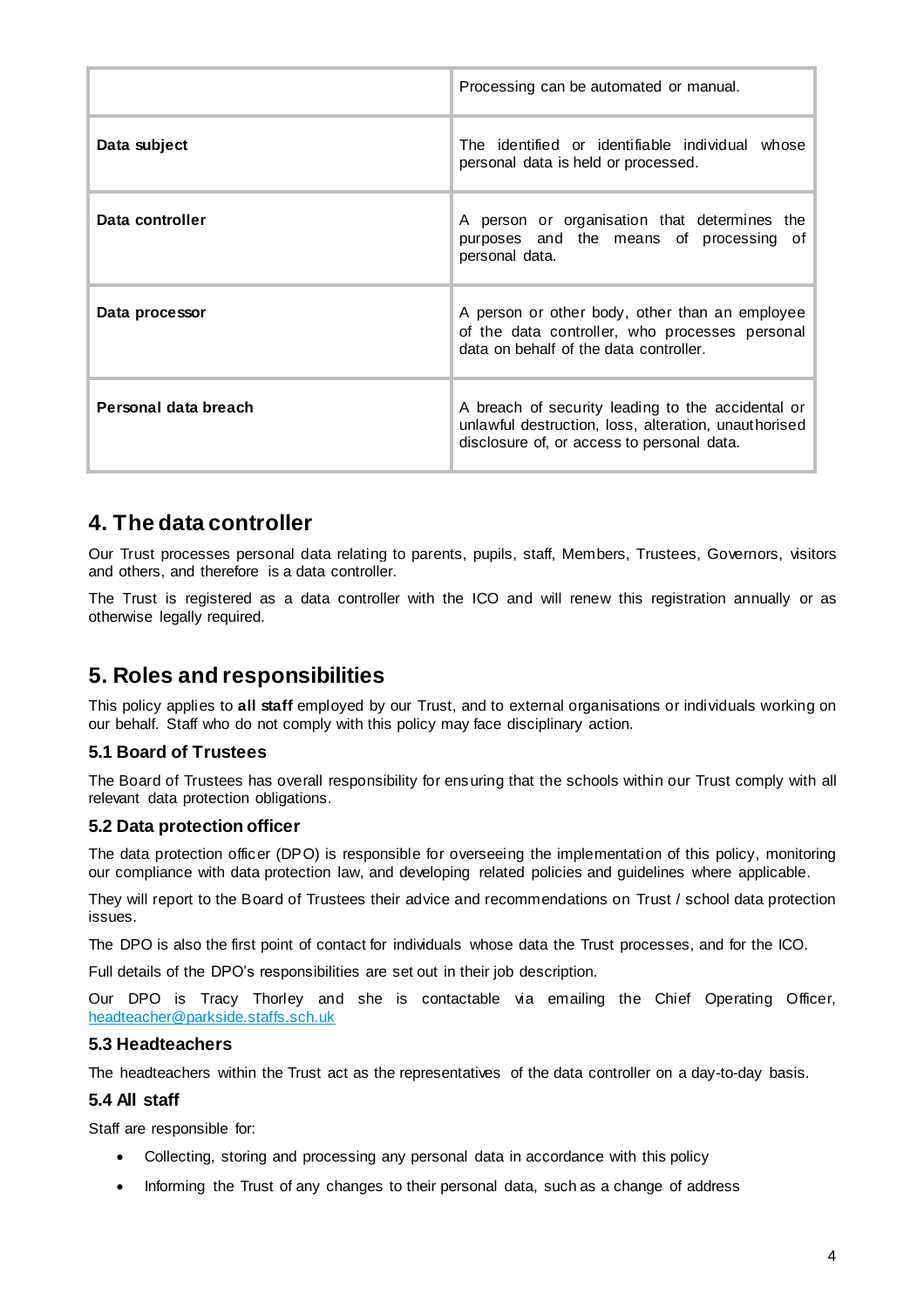| | |
|---|---|
| | Processing can be automated or manual. |
| **Data subject** | The identified or identifiable individual whose personal data is held or processed. |
| **Data controller** | A person or organisation that determines the purposes and the means of processing of personal data. |
| **Data processor** | A person or other body, other than an employee of the data controller, who processes personal data on behalf of the data controller. |
| **Personal data breach** | A breach of security leading to the accidental or unlawful destruction, loss, alteration, unauthorised disclosure of, or access to personal data. |

## 4. The data controller

Our Trust processes personal data relating to parents, pupils, staff, Members, Trustees, Governors, visitors and others, and therefore is a data controller.

The Trust is registered as a data controller with the ICO and will renew this registration annually or as otherwise legally required.

## 5. Roles and responsibilities

This policy applies to **all staff** employed by our Trust, and to external organisations or individuals working on our behalf. Staff who do not comply with this policy may face disciplinary action.

### 5.1 Board of Trustees

The Board of Trustees has overall responsibility for ensuring that the schools within our Trust comply with all relevant data protection obligations.

### 5.2 Data protection officer

The data protection officer (DPO) is responsible for overseeing the implementation of this policy, monitoring our compliance with data protection law, and developing related policies and guidelines where applicable.

They will report to the Board of Trustees their advice and recommendations on Trust / school data protection issues.

The DPO is also the first point of contact for individuals whose data the Trust processes, and for the ICO.

Full details of the DPO's responsibilities are set out in their job description.

Our DPO is Tracy Thorley and she is contactable via emailing the Chief Operating Officer, headteacher@parkside.staffs.sch.uk

### 5.3 Headteachers

The headteachers within the Trust act as the representatives of the data controller on a day-to-day basis.

### 5.4 All staff

Staff are responsible for:

- Collecting, storing and processing any personal data in accordance with this policy
- Informing the Trust of any changes to their personal data, such as a change of address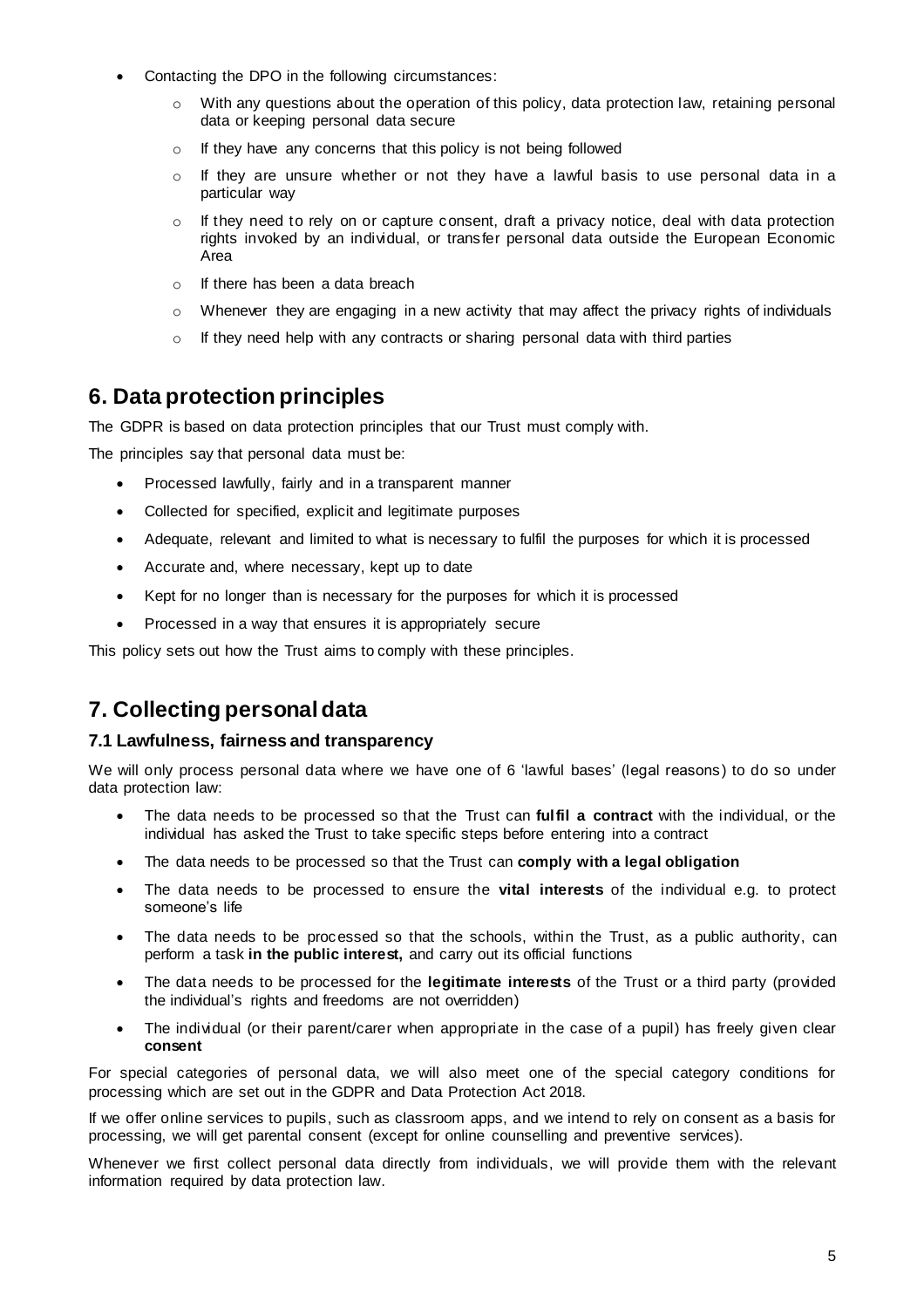- Contacting the DPO in the following circumstances:
    - With any questions about the operation of this policy, data protection law, retaining personal data or keeping personal data secure
    - If they have any concerns that this policy is not being followed
    - If they are unsure whether or not they have a lawful basis to use personal data in a particular way
    - If they need to rely on or capture consent, draft a privacy notice, deal with data protection rights invoked by an individual, or transfer personal data outside the European Economic Area
    - If there has been a data breach
    - Whenever they are engaging in a new activity that may affect the privacy rights of individuals
    - If they need help with any contracts or sharing personal data with third parties

## 6. Data protection principles

The GDPR is based on data protection principles that our Trust must comply with.

The principles say that personal data must be:

- Processed lawfully, fairly and in a transparent manner
- Collected for specified, explicit and legitimate purposes
- Adequate, relevant and limited to what is necessary to fulfil the purposes for which it is processed
- Accurate and, where necessary, kept up to date
- Kept for no longer than is necessary for the purposes for which it is processed
- Processed in a way that ensures it is appropriately secure

This policy sets out how the Trust aims to comply with these principles.

## 7. Collecting personal data

### 7.1 Lawfulness, fairness and transparency

We will only process personal data where we have one of 6 'lawful bases' (legal reasons) to do so under data protection law:

- The data needs to be processed so that the Trust can **fulfil a contract** with the individual, or the individual has asked the Trust to take specific steps before entering into a contract
- The data needs to be processed so that the Trust can **comply with a legal obligation**
- The data needs to be processed to ensure the **vital interests** of the individual e.g. to protect someone's life
- The data needs to be processed so that the schools, within the Trust, as a public authority, can perform a task **in the public interest,** and carry out its official functions
- The data needs to be processed for the **legitimate interests** of the Trust or a third party (provided the individual's rights and freedoms are not overridden)
- The individual (or their parent/carer when appropriate in the case of a pupil) has freely given clear **consent**

For special categories of personal data, we will also meet one of the special category conditions for processing which are set out in the GDPR and Data Protection Act 2018.

If we offer online services to pupils, such as classroom apps, and we intend to rely on consent as a basis for processing, we will get parental consent (except for online counselling and preventive services).

Whenever we first collect personal data directly from individuals, we will provide them with the relevant information required by data protection law.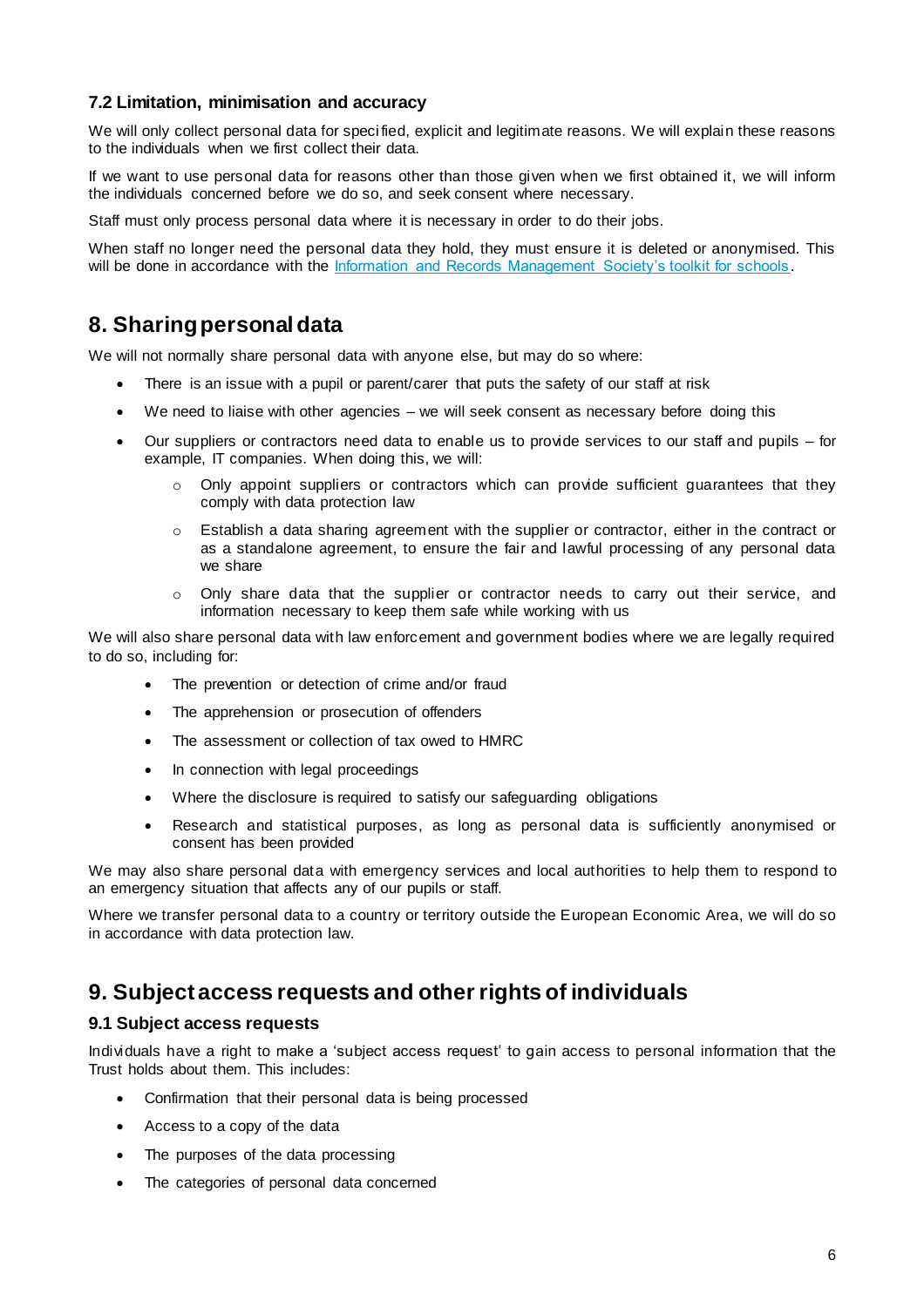### 7.2 Limitation, minimisation and accuracy

We will only collect personal data for specified, explicit and legitimate reasons. We will explain these reasons to the individuals when we first collect their data.

If we want to use personal data for reasons other than those given when we first obtained it, we will inform the individuals concerned before we do so, and seek consent where necessary.

Staff must only process personal data where it is necessary in order to do their jobs.

When staff no longer need the personal data they hold, they must ensure it is deleted or anonymised. This will be done in accordance with the [Information and Records Management Society's toolkit for schools](https://irms.org.uk/page/SchoolsToolkit).

## 8. Sharing personal data

We will not normally share personal data with anyone else, but may do so where:

- There is an issue with a pupil or parent/carer that puts the safety of our staff at risk
- We need to liaise with other agencies – we will seek consent as necessary before doing this
- Our suppliers or contractors need data to enable us to provide services to our staff and pupils – for example, IT companies. When doing this, we will:
  - Only appoint suppliers or contractors which can provide sufficient guarantees that they comply with data protection law
  - Establish a data sharing agreement with the supplier or contractor, either in the contract or as a standalone agreement, to ensure the fair and lawful processing of any personal data we share
  - Only share data that the supplier or contractor needs to carry out their service, and information necessary to keep them safe while working with us

We will also share personal data with law enforcement and government bodies where we are legally required to do so, including for:

- The prevention or detection of crime and/or fraud
- The apprehension or prosecution of offenders
- The assessment or collection of tax owed to HMRC
- In connection with legal proceedings
- Where the disclosure is required to satisfy our safeguarding obligations
- Research and statistical purposes, as long as personal data is sufficiently anonymised or consent has been provided

We may also share personal data with emergency services and local authorities to help them to respond to an emergency situation that affects any of our pupils or staff.

Where we transfer personal data to a country or territory outside the European Economic Area, we will do so in accordance with data protection law.

## 9. Subject access requests and other rights of individuals

### 9.1 Subject access requests

Individuals have a right to make a 'subject access request' to gain access to personal information that the Trust holds about them. This includes:

- Confirmation that their personal data is being processed
- Access to a copy of the data
- The purposes of the data processing
- The categories of personal data concerned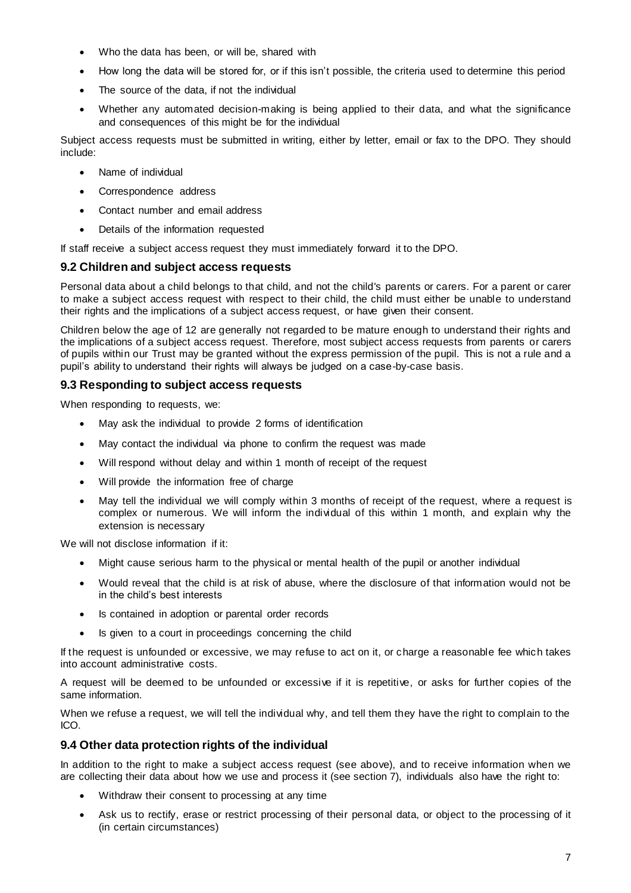- Who the data has been, or will be, shared with
- How long the data will be stored for, or if this isn't possible, the criteria used to determine this period
- The source of the data, if not the individual
- Whether any automated decision-making is being applied to their data, and what the significance and consequences of this might be for the individual

Subject access requests must be submitted in writing, either by letter, email or fax to the DPO. They should include:

- Name of individual
- Correspondence address
- Contact number and email address
- Details of the information requested

If staff receive a subject access request they must immediately forward it to the DPO.

### 9.2 Children and subject access requests

Personal data about a child belongs to that child, and not the child's parents or carers. For a parent or carer to make a subject access request with respect to their child, the child must either be unable to understand their rights and the implications of a subject access request, or have given their consent.

Children below the age of 12 are generally not regarded to be mature enough to understand their rights and the implications of a subject access request. Therefore, most subject access requests from parents or carers of pupils within our Trust may be granted without the express permission of the pupil. This is not a rule and a pupil's ability to understand their rights will always be judged on a case-by-case basis.

### 9.3 Responding to subject access requests

When responding to requests, we:

- May ask the individual to provide 2 forms of identification
- May contact the individual via phone to confirm the request was made
- Will respond without delay and within 1 month of receipt of the request
- Will provide the information free of charge
- May tell the individual we will comply within 3 months of receipt of the request, where a request is complex or numerous. We will inform the individual of this within 1 month, and explain why the extension is necessary

We will not disclose information if it:

- Might cause serious harm to the physical or mental health of the pupil or another individual
- Would reveal that the child is at risk of abuse, where the disclosure of that information would not be in the child's best interests
- Is contained in adoption or parental order records
- Is given to a court in proceedings concerning the child

If the request is unfounded or excessive, we may refuse to act on it, or charge a reasonable fee which takes into account administrative costs.

A request will be deemed to be unfounded or excessive if it is repetitive, or asks for further copies of the same information.

When we refuse a request, we will tell the individual why, and tell them they have the right to complain to the ICO.

### 9.4 Other data protection rights of the individual

In addition to the right to make a subject access request (see above), and to receive information when we are collecting their data about how we use and process it (see section 7), individuals also have the right to:

- Withdraw their consent to processing at any time
- Ask us to rectify, erase or restrict processing of their personal data, or object to the processing of it (in certain circumstances)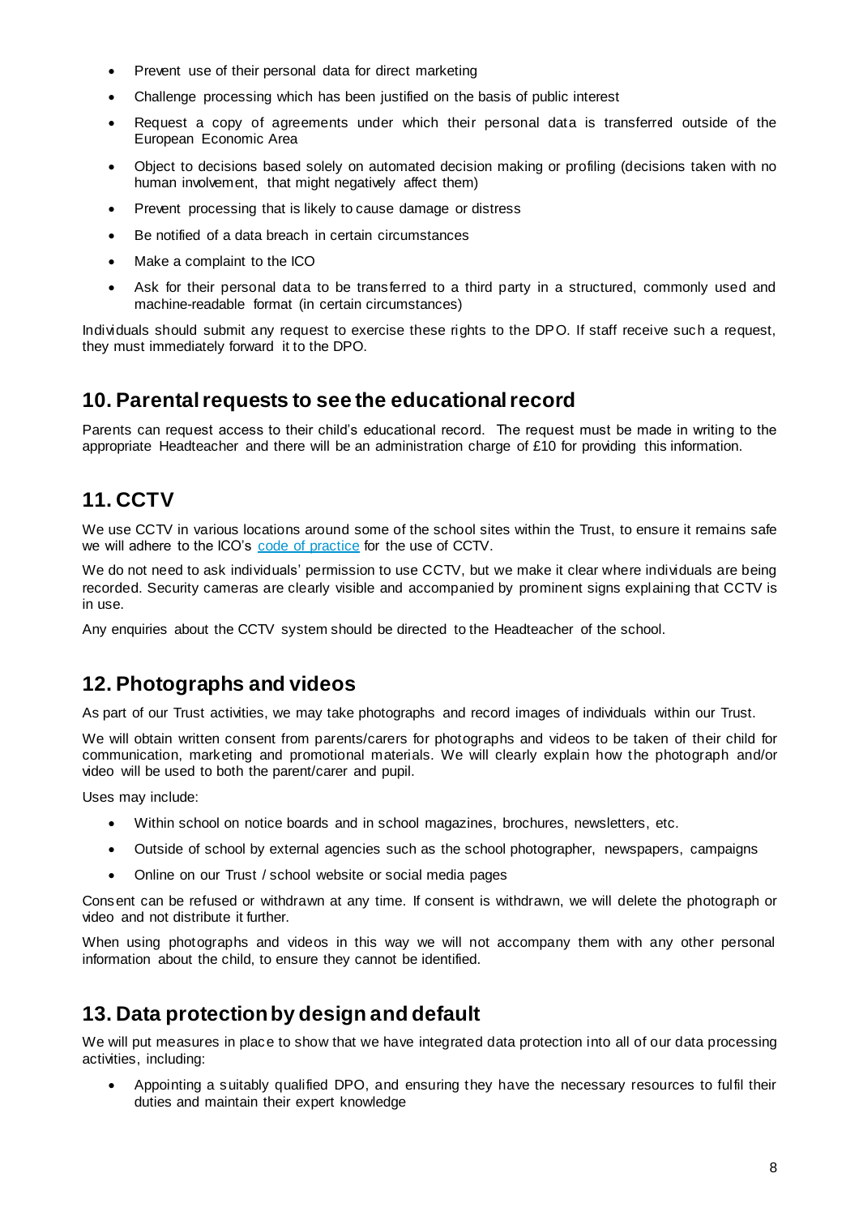- Prevent use of their personal data for direct marketing
- Challenge processing which has been justified on the basis of public interest
- Request a copy of agreements under which their personal data is transferred outside of the European Economic Area
- Object to decisions based solely on automated decision making or profiling (decisions taken with no human involvement, that might negatively affect them)
- Prevent processing that is likely to cause damage or distress
- Be notified of a data breach in certain circumstances
- Make a complaint to the ICO
- Ask for their personal data to be transferred to a third party in a structured, commonly used and machine-readable format (in certain circumstances)

Individuals should submit any request to exercise these rights to the DPO. If staff receive such a request, they must immediately forward it to the DPO.

## 10. Parental requests to see the educational record

Parents can request access to their child's educational record. The request must be made in writing to the appropriate Headteacher and there will be an administration charge of £10 for providing this information.

## 11. CCTV

We use CCTV in various locations around some of the school sites within the Trust, to ensure it remains safe we will adhere to the ICO's code of practice for the use of CCTV.

We do not need to ask individuals' permission to use CCTV, but we make it clear where individuals are being recorded. Security cameras are clearly visible and accompanied by prominent signs explaining that CCTV is in use.

Any enquiries about the CCTV system should be directed to the Headteacher of the school.

## 12. Photographs and videos

As part of our Trust activities, we may take photographs and record images of individuals within our Trust.

We will obtain written consent from parents/carers for photographs and videos to be taken of their child for communication, marketing and promotional materials. We will clearly explain how the photograph and/or video will be used to both the parent/carer and pupil.

Uses may include:

- Within school on notice boards and in school magazines, brochures, newsletters, etc.
- Outside of school by external agencies such as the school photographer, newspapers, campaigns
- Online on our Trust / school website or social media pages

Consent can be refused or withdrawn at any time. If consent is withdrawn, we will delete the photograph or video and not distribute it further.

When using photographs and videos in this way we will not accompany them with any other personal information about the child, to ensure they cannot be identified.

## 13. Data protection by design and default

We will put measures in place to show that we have integrated data protection into all of our data processing activities, including:

- Appointing a suitably qualified DPO, and ensuring they have the necessary resources to fulfil their duties and maintain their expert knowledge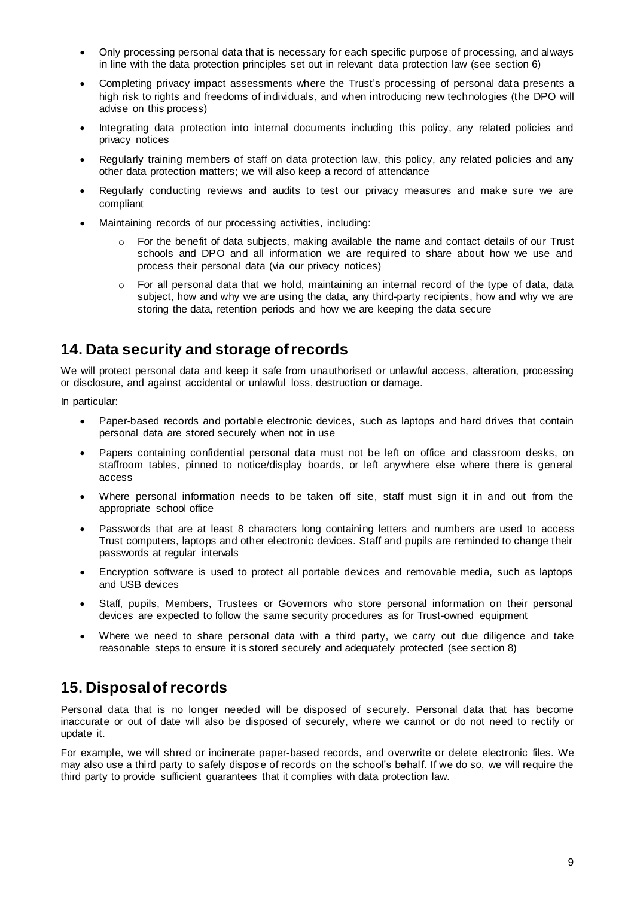- Only processing personal data that is necessary for each specific purpose of processing, and always in line with the data protection principles set out in relevant data protection law (see section 6)
- Completing privacy impact assessments where the Trust's processing of personal data presents a high risk to rights and freedoms of individuals, and when introducing new technologies (the DPO will advise on this process)
- Integrating data protection into internal documents including this policy, any related policies and privacy notices
- Regularly training members of staff on data protection law, this policy, any related policies and any other data protection matters; we will also keep a record of attendance
- Regularly conducting reviews and audits to test our privacy measures and make sure we are compliant
- Maintaining records of our processing activities, including:
  - For the benefit of data subjects, making available the name and contact details of our Trust schools and DPO and all information we are required to share about how we use and process their personal data (via our privacy notices)
  - For all personal data that we hold, maintaining an internal record of the type of data, data subject, how and why we are using the data, any third-party recipients, how and why we are storing the data, retention periods and how we are keeping the data secure

## 14. Data security and storage of records

We will protect personal data and keep it safe from unauthorised or unlawful access, alteration, processing or disclosure, and against accidental or unlawful loss, destruction or damage.

In particular:

- Paper-based records and portable electronic devices, such as laptops and hard drives that contain personal data are stored securely when not in use
- Papers containing confidential personal data must not be left on office and classroom desks, on staffroom tables, pinned to notice/display boards, or left anywhere else where there is general access
- Where personal information needs to be taken off site, staff must sign it in and out from the appropriate school office
- Passwords that are at least 8 characters long containing letters and numbers are used to access Trust computers, laptops and other electronic devices. Staff and pupils are reminded to change their passwords at regular intervals
- Encryption software is used to protect all portable devices and removable media, such as laptops and USB devices
- Staff, pupils, Members, Trustees or Governors who store personal information on their personal devices are expected to follow the same security procedures as for Trust-owned equipment
- Where we need to share personal data with a third party, we carry out due diligence and take reasonable steps to ensure it is stored securely and adequately protected (see section 8)

## 15. Disposal of records

Personal data that is no longer needed will be disposed of securely. Personal data that has become inaccurate or out of date will also be disposed of securely, where we cannot or do not need to rectify or update it.

For example, we will shred or incinerate paper-based records, and overwrite or delete electronic files. We may also use a third party to safely dispose of records on the school's behalf. If we do so, we will require the third party to provide sufficient guarantees that it complies with data protection law.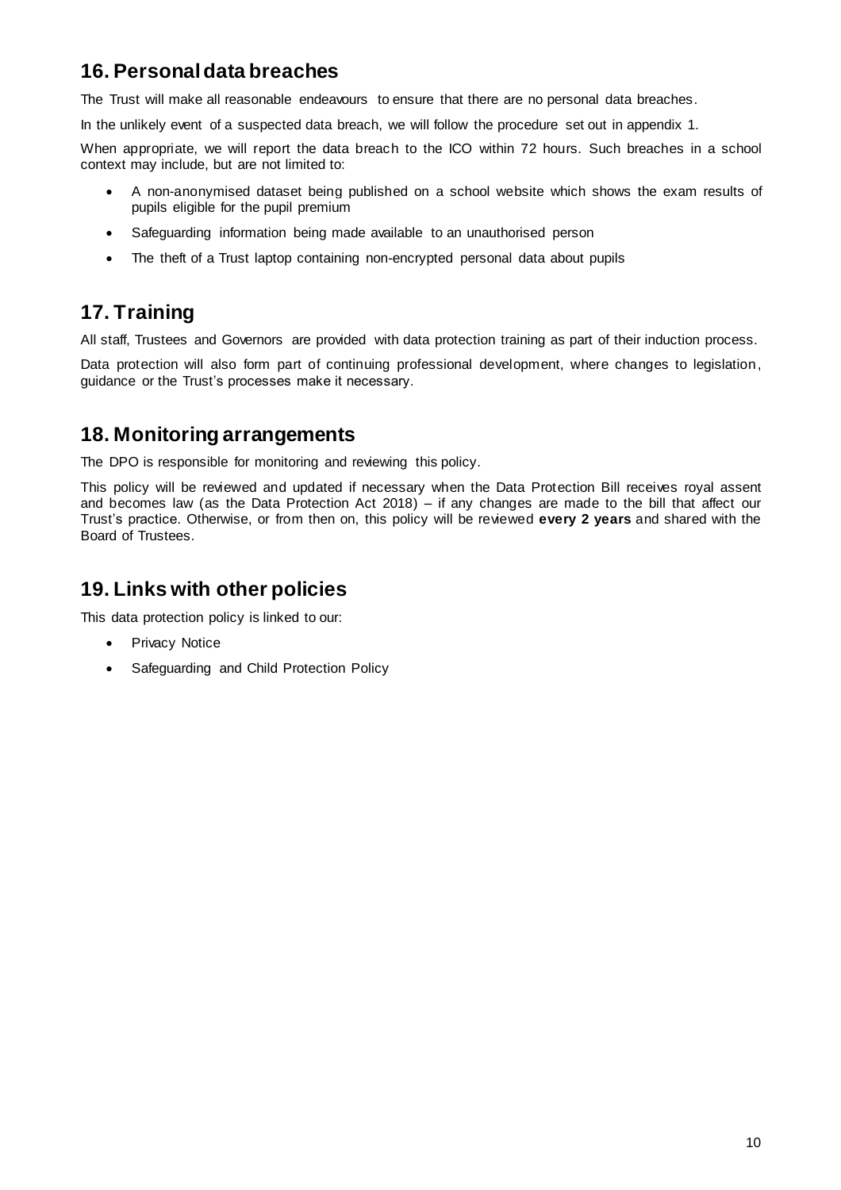## 16. Personal data breaches

The Trust will make all reasonable endeavours to ensure that there are no personal data breaches.

In the unlikely event of a suspected data breach, we will follow the procedure set out in appendix 1.

When appropriate, we will report the data breach to the ICO within 72 hours. Such breaches in a school context may include, but are not limited to:

- A non-anonymised dataset being published on a school website which shows the exam results of pupils eligible for the pupil premium
- Safeguarding information being made available to an unauthorised person
- The theft of a Trust laptop containing non-encrypted personal data about pupils

## 17. Training

All staff, Trustees and Governors are provided with data protection training as part of their induction process.

Data protection will also form part of continuing professional development, where changes to legislation, guidance or the Trust's processes make it necessary.

## 18. Monitoring arrangements

The DPO is responsible for monitoring and reviewing this policy.

This policy will be reviewed and updated if necessary when the Data Protection Bill receives royal assent and becomes law (as the Data Protection Act 2018) – if any changes are made to the bill that affect our Trust's practice. Otherwise, or from then on, this policy will be reviewed **every 2 years** and shared with the Board of Trustees.

## 19. Links with other policies

This data protection policy is linked to our:

- Privacy Notice
- Safeguarding and Child Protection Policy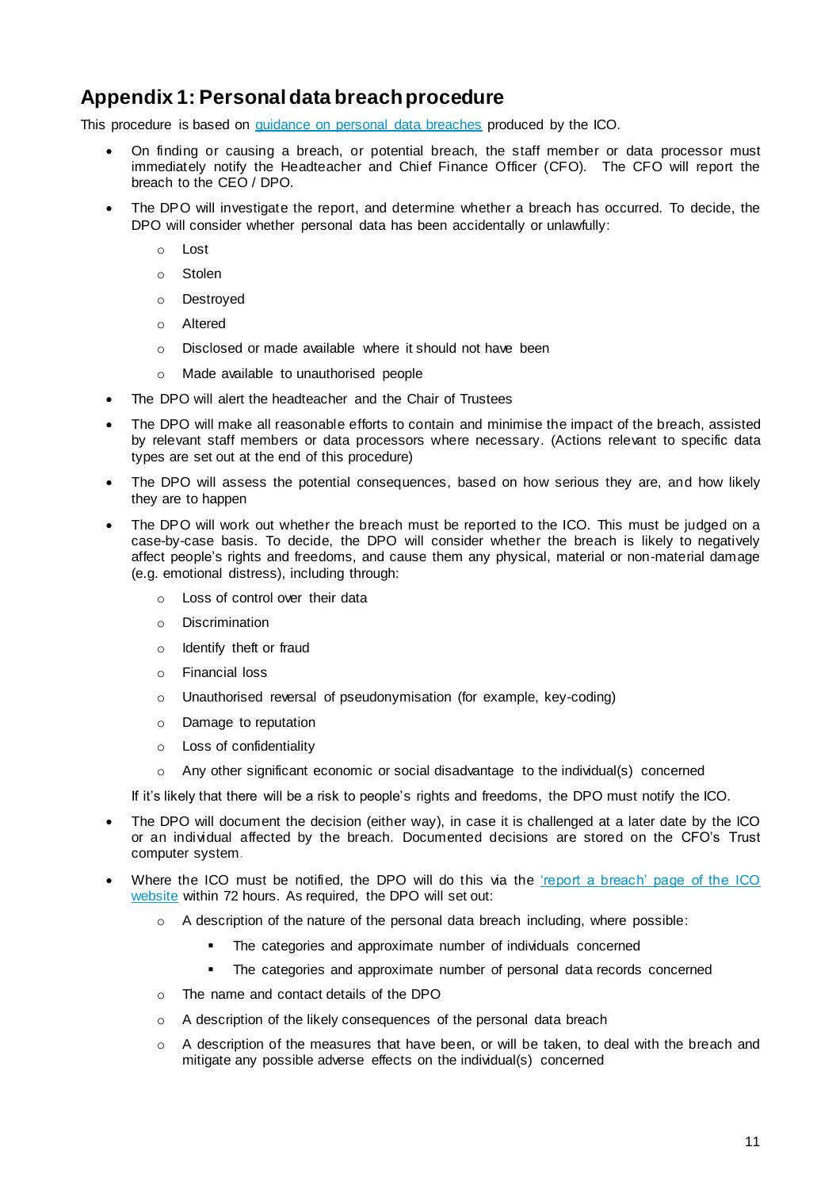## Appendix 1: Personal data breach procedure

This procedure is based on [guidance on personal data breaches] produced by the ICO.

- On finding or causing a breach, or potential breach, the staff member or data processor must immediately notify the Headteacher and Chief Finance Officer (CFO). The CFO will report the breach to the CEO / DPO.
- The DPO will investigate the report, and determine whether a breach has occurred. To decide, the DPO will consider whether personal data has been accidentally or unlawfully:
    - Lost
    - Stolen
    - Destroyed
    - Altered
    - Disclosed or made available where it should not have been
    - Made available to unauthorised people
- The DPO will alert the headteacher and the Chair of Trustees
- The DPO will make all reasonable efforts to contain and minimise the impact of the breach, assisted by relevant staff members or data processors where necessary. (Actions relevant to specific data types are set out at the end of this procedure)
- The DPO will assess the potential consequences, based on how serious they are, and how likely they are to happen
- The DPO will work out whether the breach must be reported to the ICO. This must be judged on a case-by-case basis. To decide, the DPO will consider whether the breach is likely to negatively affect people's rights and freedoms, and cause them any physical, material or non-material damage (e.g. emotional distress), including through:
    - Loss of control over their data
    - Discrimination
    - Identify theft or fraud
    - Financial loss
    - Unauthorised reversal of pseudonymisation (for example, key-coding)
    - Damage to reputation
    - Loss of confidentiality
    - Any other significant economic or social disadvantage to the individual(s) concerned

  If it's likely that there will be a risk to people's rights and freedoms, the DPO must notify the ICO.
- The DPO will document the decision (either way), in case it is challenged at a later date by the ICO or an individual affected by the breach. Documented decisions are stored on the CFO's Trust computer system.
- Where the ICO must be notified, the DPO will do this via the ['report a breach' page of the ICO website] within 72 hours. As required, the DPO will set out:
    - A description of the nature of the personal data breach including, where possible:
        - The categories and approximate number of individuals concerned
        - The categories and approximate number of personal data records concerned
    - The name and contact details of the DPO
    - A description of the likely consequences of the personal data breach
    - A description of the measures that have been, or will be taken, to deal with the breach and mitigate any possible adverse effects on the individual(s) concerned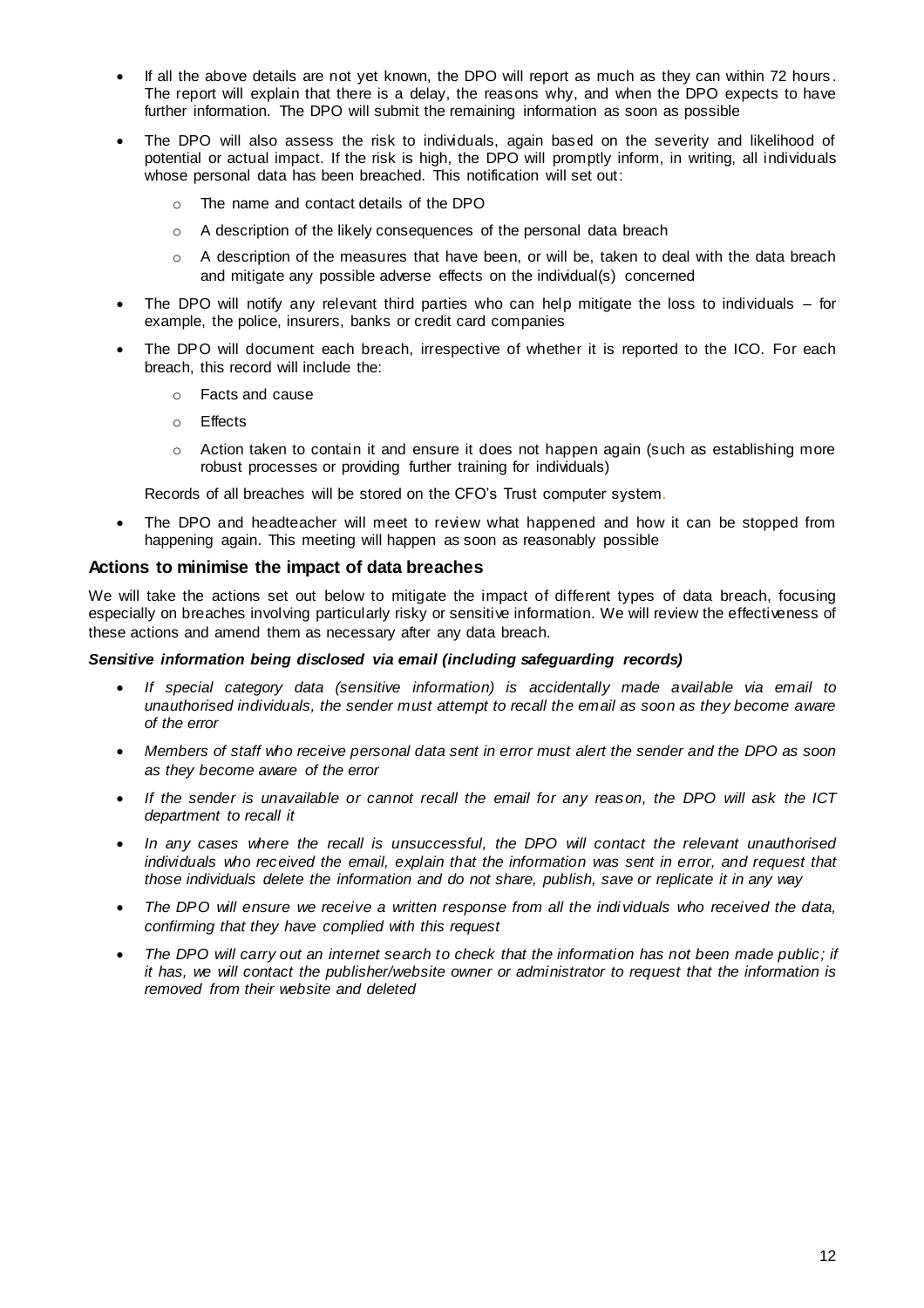- If all the above details are not yet known, the DPO will report as much as they can within 72 hours. The report will explain that there is a delay, the reasons why, and when the DPO expects to have further information. The DPO will submit the remaining information as soon as possible
- The DPO will also assess the risk to individuals, again based on the severity and likelihood of potential or actual impact. If the risk is high, the DPO will promptly inform, in writing, all individuals whose personal data has been breached. This notification will set out:
  - The name and contact details of the DPO
  - A description of the likely consequences of the personal data breach
  - A description of the measures that have been, or will be, taken to deal with the data breach and mitigate any possible adverse effects on the individual(s) concerned
- The DPO will notify any relevant third parties who can help mitigate the loss to individuals – for example, the police, insurers, banks or credit card companies
- The DPO will document each breach, irrespective of whether it is reported to the ICO. For each breach, this record will include the:
  - Facts and cause
  - Effects
  - Action taken to contain it and ensure it does not happen again (such as establishing more robust processes or providing further training for individuals)

  Records of all breaches will be stored on the CFO's Trust computer system.
- The DPO and headteacher will meet to review what happened and how it can be stopped from happening again. This meeting will happen as soon as reasonably possible

### Actions to minimise the impact of data breaches

We will take the actions set out below to mitigate the impact of different types of data breach, focusing especially on breaches involving particularly risky or sensitive information. We will review the effectiveness of these actions and amend them as necessary after any data breach.

***Sensitive information being disclosed via email (including safeguarding records)***

- *If special category data (sensitive information) is accidentally made available via email to unauthorised individuals, the sender must attempt to recall the email as soon as they become aware of the error*
- *Members of staff who receive personal data sent in error must alert the sender and the DPO as soon as they become aware of the error*
- *If the sender is unavailable or cannot recall the email for any reason, the DPO will ask the ICT department to recall it*
- *In any cases where the recall is unsuccessful, the DPO will contact the relevant unauthorised individuals who received the email, explain that the information was sent in error, and request that those individuals delete the information and do not share, publish, save or replicate it in any way*
- *The DPO will ensure we receive a written response from all the individuals who received the data, confirming that they have complied with this request*
- *The DPO will carry out an internet search to check that the information has not been made public; if it has, we will contact the publisher/website owner or administrator to request that the information is removed from their website and deleted*